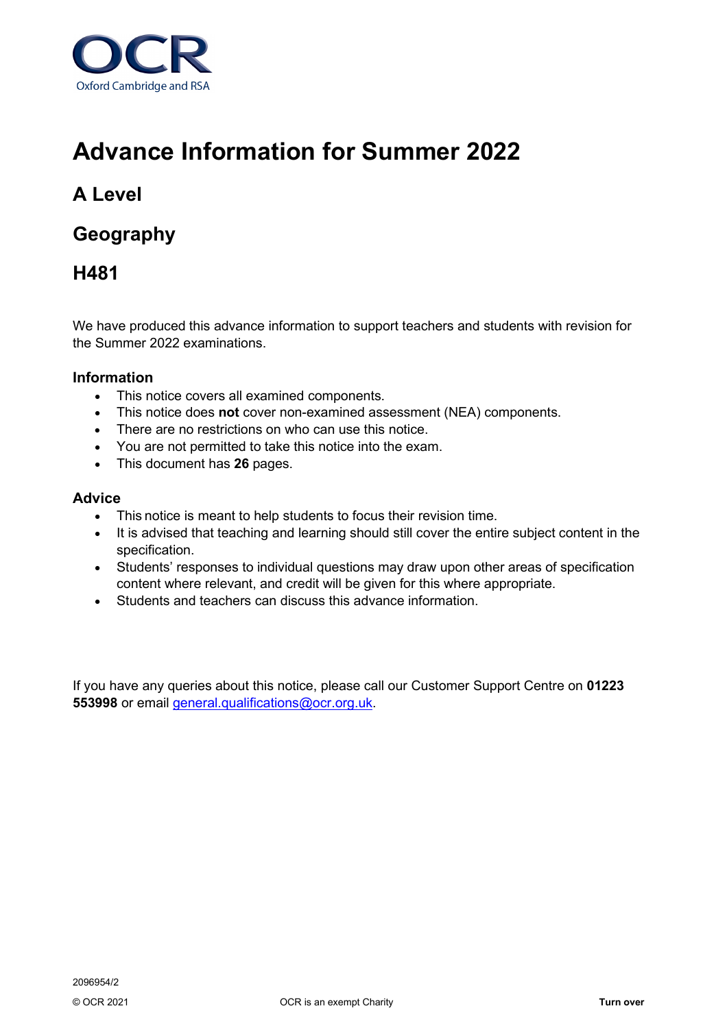OCR
Oxford Cambridge and RSA

# Advance Information for Summer 2022

## A Level

## Geography

## H481

We have produced this advance information to support teachers and students with revision for the Summer 2022 examinations.

### Information

- This notice covers all examined components.
- This notice does **not** cover non-examined assessment (NEA) components.
- There are no restrictions on who can use this notice.
- You are not permitted to take this notice into the exam.
- This document has **26** pages.

### Advice

- This notice is meant to help students to focus their revision time.
- It is advised that teaching and learning should still cover the entire subject content in the specification.
- Students' responses to individual questions may draw upon other areas of specification content where relevant, and credit will be given for this where appropriate.
- Students and teachers can discuss this advance information.

If you have any queries about this notice, please call our Customer Support Centre on **01223 553998** or email general.qualifications@ocr.org.uk.

2096954/2

© OCR 2021

OCR is an exempt Charity

**Turn over**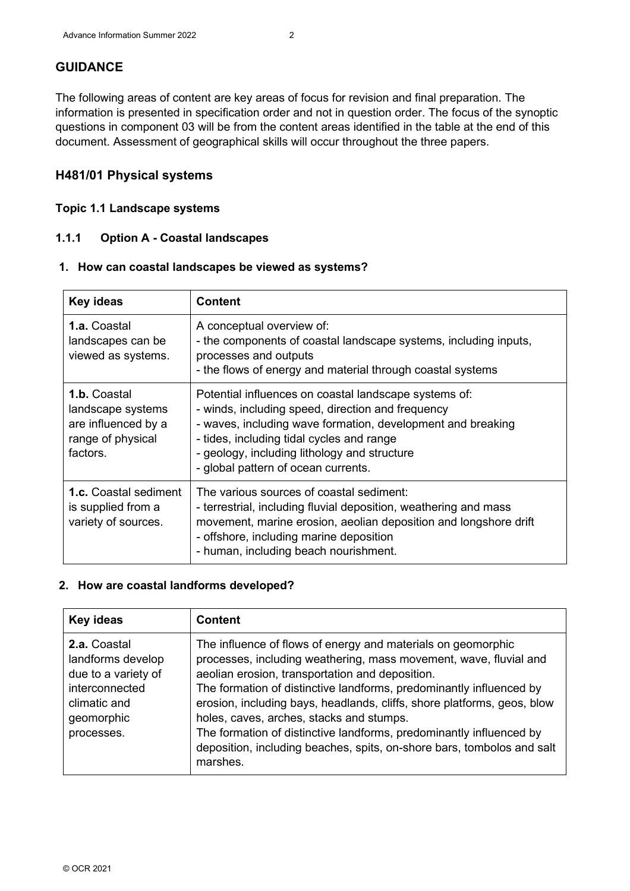## GUIDANCE

The following areas of content are key areas of focus for revision and final preparation. The information is presented in specification order and not in question order. The focus of the synoptic questions in component 03 will be from the content areas identified in the table at the end of this document. Assessment of geographical skills will occur throughout the three papers.

## H481/01 Physical systems

### Topic 1.1 Landscape systems

#### 1.1.1 Option A - Coastal landscapes

**1. How can coastal landscapes be viewed as systems?**

| Key ideas | Content |
|---|---|
| **1.a.** Coastal landscapes can be viewed as systems. | A conceptual overview of:<br>- the components of coastal landscape systems, including inputs, processes and outputs<br>- the flows of energy and material through coastal systems |
| **1.b.** Coastal landscape systems are influenced by a range of physical factors. | Potential influences on coastal landscape systems of:<br>- winds, including speed, direction and frequency<br>- waves, including wave formation, development and breaking<br>- tides, including tidal cycles and range<br>- geology, including lithology and structure<br>- global pattern of ocean currents. |
| **1.c.** Coastal sediment is supplied from a variety of sources. | The various sources of coastal sediment:<br>- terrestrial, including fluvial deposition, weathering and mass movement, marine erosion, aeolian deposition and longshore drift<br>- offshore, including marine deposition<br>- human, including beach nourishment. |

**2. How are coastal landforms developed?**

| Key ideas | Content |
|---|---|
| **2.a.** Coastal landforms develop due to a variety of interconnected climatic and geomorphic processes. | The influence of flows of energy and materials on geomorphic processes, including weathering, mass movement, wave, fluvial and aeolian erosion, transportation and deposition.<br>The formation of distinctive landforms, predominantly influenced by erosion, including bays, headlands, cliffs, shore platforms, geos, blow holes, caves, arches, stacks and stumps.<br>The formation of distinctive landforms, predominantly influenced by deposition, including beaches, spits, on-shore bars, tombolos and salt marshes. |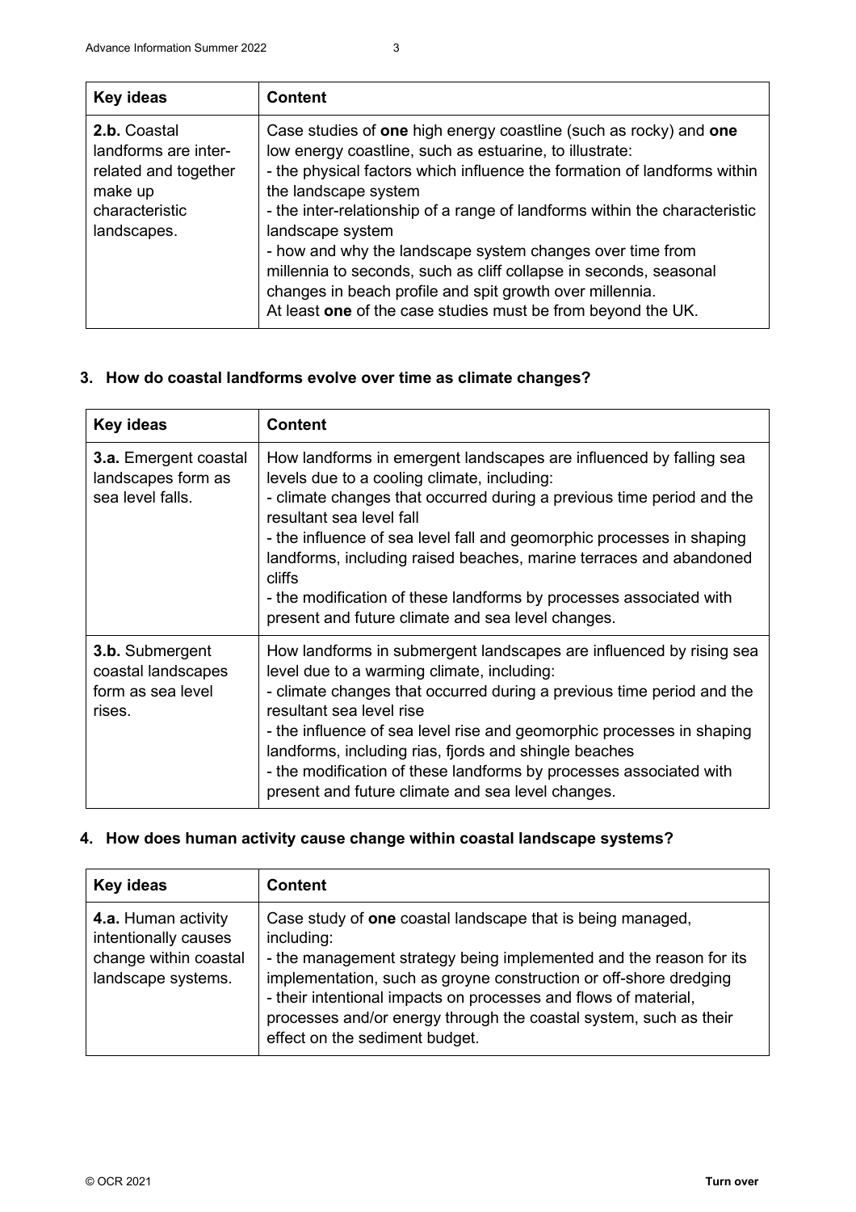| Key ideas | Content |
|---|---|
| **2.b.** Coastal landforms are inter-related and together make up characteristic landscapes. | Case studies of **one** high energy coastline (such as rocky) and **one** low energy coastline, such as estuarine, to illustrate:<br>- the physical factors which influence the formation of landforms within the landscape system<br>- the inter-relationship of a range of landforms within the characteristic landscape system<br>- how and why the landscape system changes over time from millennia to seconds, such as cliff collapse in seconds, seasonal changes in beach profile and spit growth over millennia.<br>At least **one** of the case studies must be from beyond the UK. |

## 3. How do coastal landforms evolve over time as climate changes?

| Key ideas | Content |
|---|---|
| **3.a.** Emergent coastal landscapes form as sea level falls. | How landforms in emergent landscapes are influenced by falling sea levels due to a cooling climate, including:<br>- climate changes that occurred during a previous time period and the resultant sea level fall<br>- the influence of sea level fall and geomorphic processes in shaping landforms, including raised beaches, marine terraces and abandoned cliffs<br>- the modification of these landforms by processes associated with present and future climate and sea level changes. |
| **3.b.** Submergent coastal landscapes form as sea level rises. | How landforms in submergent landscapes are influenced by rising sea level due to a warming climate, including:<br>- climate changes that occurred during a previous time period and the resultant sea level rise<br>- the influence of sea level rise and geomorphic processes in shaping landforms, including rias, fjords and shingle beaches<br>- the modification of these landforms by processes associated with present and future climate and sea level changes. |

## 4. How does human activity cause change within coastal landscape systems?

| Key ideas | Content |
|---|---|
| **4.a.** Human activity intentionally causes change within coastal landscape systems. | Case study of **one** coastal landscape that is being managed, including:<br>- the management strategy being implemented and the reason for its implementation, such as groyne construction or off-shore dredging<br>- their intentional impacts on processes and flows of material, processes and/or energy through the coastal system, such as their effect on the sediment budget. |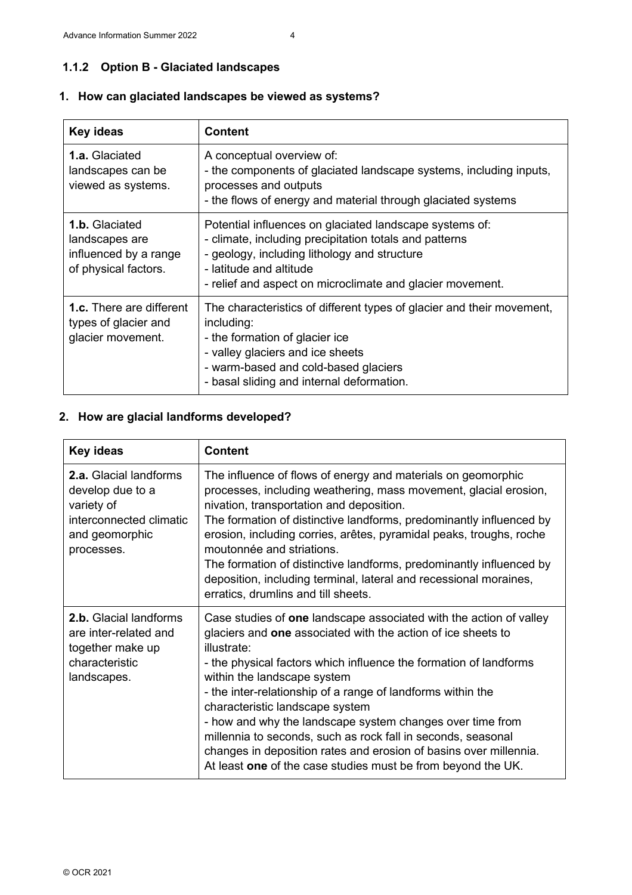### 1.1.2 Option B - Glaciated landscapes

#### 1. How can glaciated landscapes be viewed as systems?

| Key ideas | Content |
|---|---|
| **1.a.** Glaciated landscapes can be viewed as systems. | A conceptual overview of:<br>- the components of glaciated landscape systems, including inputs, processes and outputs<br>- the flows of energy and material through glaciated systems |
| **1.b.** Glaciated landscapes are influenced by a range of physical factors. | Potential influences on glaciated landscape systems of:<br>- climate, including precipitation totals and patterns<br>- geology, including lithology and structure<br>- latitude and altitude<br>- relief and aspect on microclimate and glacier movement. |
| **1.c.** There are different types of glacier and glacier movement. | The characteristics of different types of glacier and their movement, including:<br>- the formation of glacier ice<br>- valley glaciers and ice sheets<br>- warm-based and cold-based glaciers<br>- basal sliding and internal deformation. |

#### 2. How are glacial landforms developed?

| Key ideas | Content |
|---|---|
| **2.a.** Glacial landforms develop due to a variety of interconnected climatic and geomorphic processes. | The influence of flows of energy and materials on geomorphic processes, including weathering, mass movement, glacial erosion, nivation, transportation and deposition.<br>The formation of distinctive landforms, predominantly influenced by erosion, including corries, arêtes, pyramidal peaks, troughs, roche moutonnée and striations.<br>The formation of distinctive landforms, predominantly influenced by deposition, including terminal, lateral and recessional moraines, erratics, drumlins and till sheets. |
| **2.b.** Glacial landforms are inter-related and together make up characteristic landscapes. | Case studies of **one** landscape associated with the action of valley glaciers and **one** associated with the action of ice sheets to illustrate:<br>- the physical factors which influence the formation of landforms within the landscape system<br>- the inter-relationship of a range of landforms within the characteristic landscape system<br>- how and why the landscape system changes over time from millennia to seconds, such as rock fall in seconds, seasonal changes in deposition rates and erosion of basins over millennia.<br>At least **one** of the case studies must be from beyond the UK. |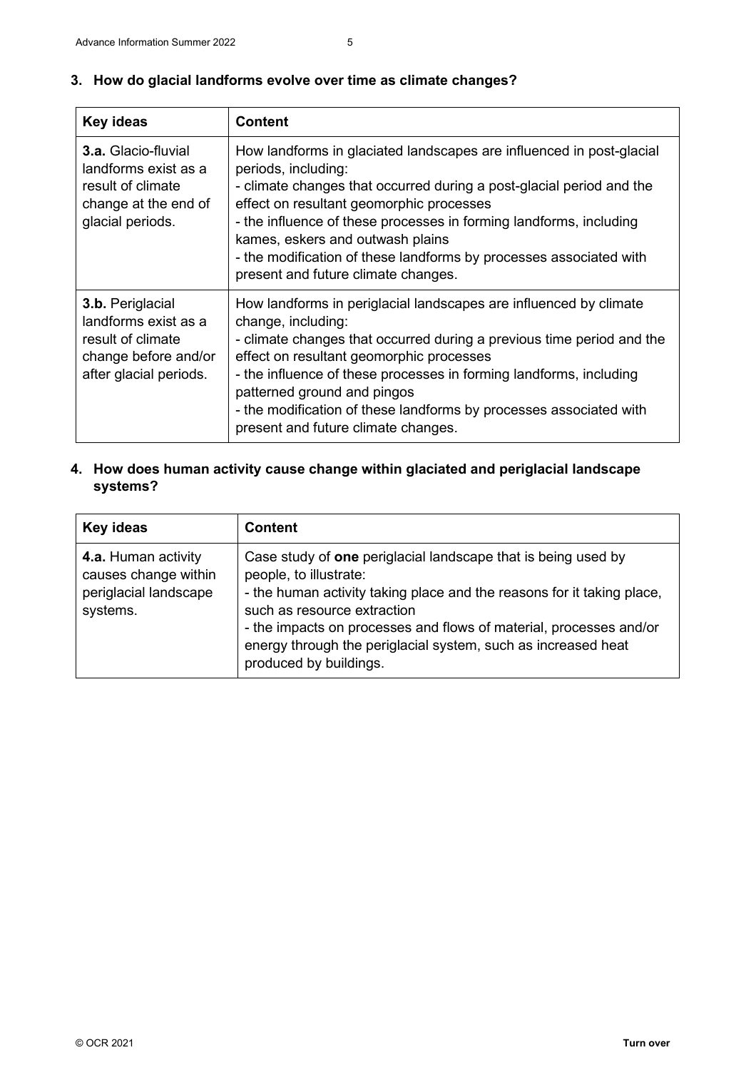### 3. How do glacial landforms evolve over time as climate changes?

| Key ideas | Content |
| --- | --- |
| **3.a.** Glacio-fluvial landforms exist as a result of climate change at the end of glacial periods. | How landforms in glaciated landscapes are influenced in post-glacial periods, including:<br>- climate changes that occurred during a post-glacial period and the effect on resultant geomorphic processes<br>- the influence of these processes in forming landforms, including kames, eskers and outwash plains<br>- the modification of these landforms by processes associated with present and future climate changes. |
| **3.b.** Periglacial landforms exist as a result of climate change before and/or after glacial periods. | How landforms in periglacial landscapes are influenced by climate change, including:<br>- climate changes that occurred during a previous time period and the effect on resultant geomorphic processes<br>- the influence of these processes in forming landforms, including patterned ground and pingos<br>- the modification of these landforms by processes associated with present and future climate changes. |

### 4. How does human activity cause change within glaciated and periglacial landscape systems?

| Key ideas | Content |
| --- | --- |
| **4.a.** Human activity causes change within periglacial landscape systems. | Case study of **one** periglacial landscape that is being used by people, to illustrate:<br>- the human activity taking place and the reasons for it taking place, such as resource extraction<br>- the impacts on processes and flows of material, processes and/or energy through the periglacial system, such as increased heat produced by buildings. |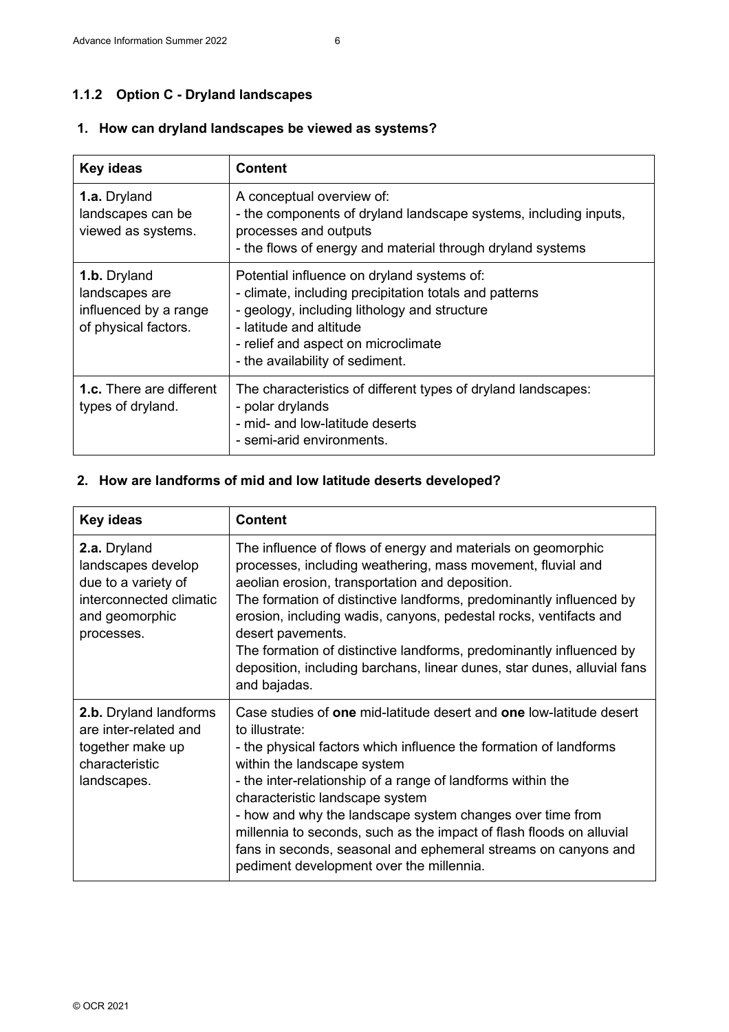### 1.1.2 Option C - Dryland landscapes

#### 1. How can dryland landscapes be viewed as systems?

| Key ideas | Content |
|---|---|
| **1.a.** Dryland landscapes can be viewed as systems. | A conceptual overview of:<br>- the components of dryland landscape systems, including inputs, processes and outputs<br>- the flows of energy and material through dryland systems |
| **1.b.** Dryland landscapes are influenced by a range of physical factors. | Potential influence on dryland systems of:<br>- climate, including precipitation totals and patterns<br>- geology, including lithology and structure<br>- latitude and altitude<br>- relief and aspect on microclimate<br>- the availability of sediment. |
| **1.c.** There are different types of dryland. | The characteristics of different types of dryland landscapes:<br>- polar drylands<br>- mid- and low-latitude deserts<br>- semi-arid environments. |

#### 2. How are landforms of mid and low latitude deserts developed?

| Key ideas | Content |
|---|---|
| **2.a.** Dryland landscapes develop due to a variety of interconnected climatic and geomorphic processes. | The influence of flows of energy and materials on geomorphic processes, including weathering, mass movement, fluvial and aeolian erosion, transportation and deposition.<br>The formation of distinctive landforms, predominantly influenced by erosion, including wadis, canyons, pedestal rocks, ventifacts and desert pavements.<br>The formation of distinctive landforms, predominantly influenced by deposition, including barchans, linear dunes, star dunes, alluvial fans and bajadas. |
| **2.b.** Dryland landforms are inter-related and together make up characteristic landscapes. | Case studies of **one** mid-latitude desert and **one** low-latitude desert to illustrate:<br>- the physical factors which influence the formation of landforms within the landscape system<br>- the inter-relationship of a range of landforms within the characteristic landscape system<br>- how and why the landscape system changes over time from millennia to seconds, such as the impact of flash floods on alluvial fans in seconds, seasonal and ephemeral streams on canyons and pediment development over the millennia. |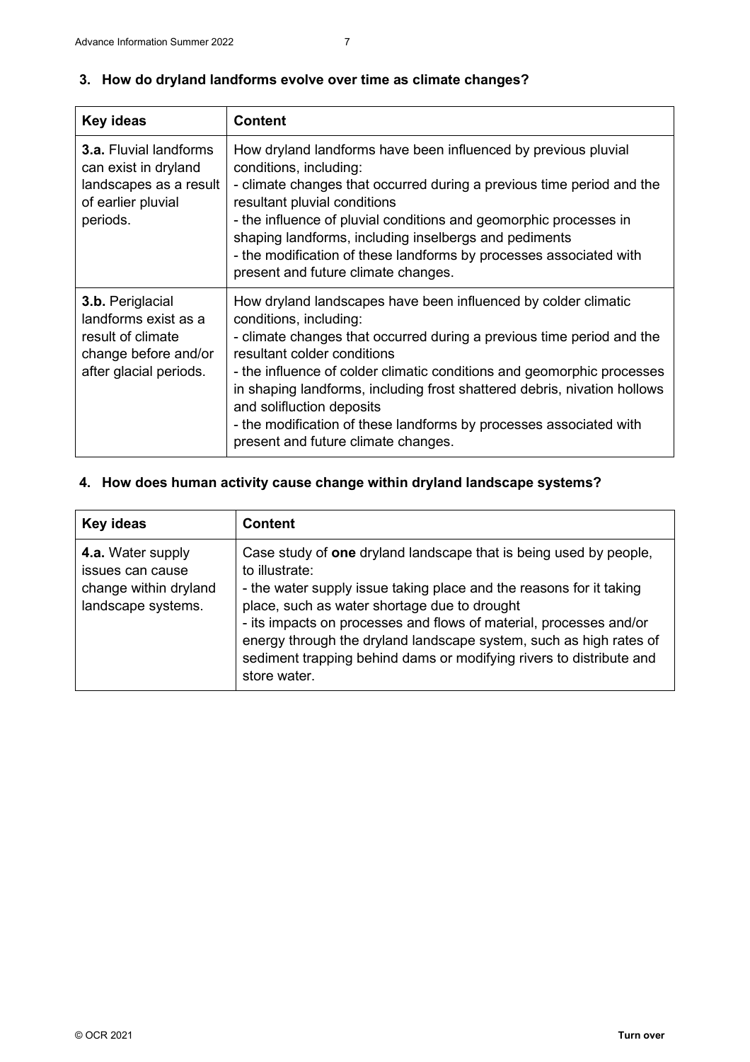## 3. How do dryland landforms evolve over time as climate changes?

| Key ideas | Content |
|---|---|
| **3.a.** Fluvial landforms can exist in dryland landscapes as a result of earlier pluvial periods. | How dryland landforms have been influenced by previous pluvial conditions, including:<br>- climate changes that occurred during a previous time period and the resultant pluvial conditions<br>- the influence of pluvial conditions and geomorphic processes in shaping landforms, including inselbergs and pediments<br>- the modification of these landforms by processes associated with present and future climate changes. |
| **3.b.** Periglacial landforms exist as a result of climate change before and/or after glacial periods. | How dryland landscapes have been influenced by colder climatic conditions, including:<br>- climate changes that occurred during a previous time period and the resultant colder conditions<br>- the influence of colder climatic conditions and geomorphic processes in shaping landforms, including frost shattered debris, nivation hollows and solifluction deposits<br>- the modification of these landforms by processes associated with present and future climate changes. |

## 4. How does human activity cause change within dryland landscape systems?

| Key ideas | Content |
|---|---|
| **4.a.** Water supply issues can cause change within dryland landscape systems. | Case study of **one** dryland landscape that is being used by people, to illustrate:<br>- the water supply issue taking place and the reasons for it taking place, such as water shortage due to drought<br>- its impacts on processes and flows of material, processes and/or energy through the dryland landscape system, such as high rates of sediment trapping behind dams or modifying rivers to distribute and store water. |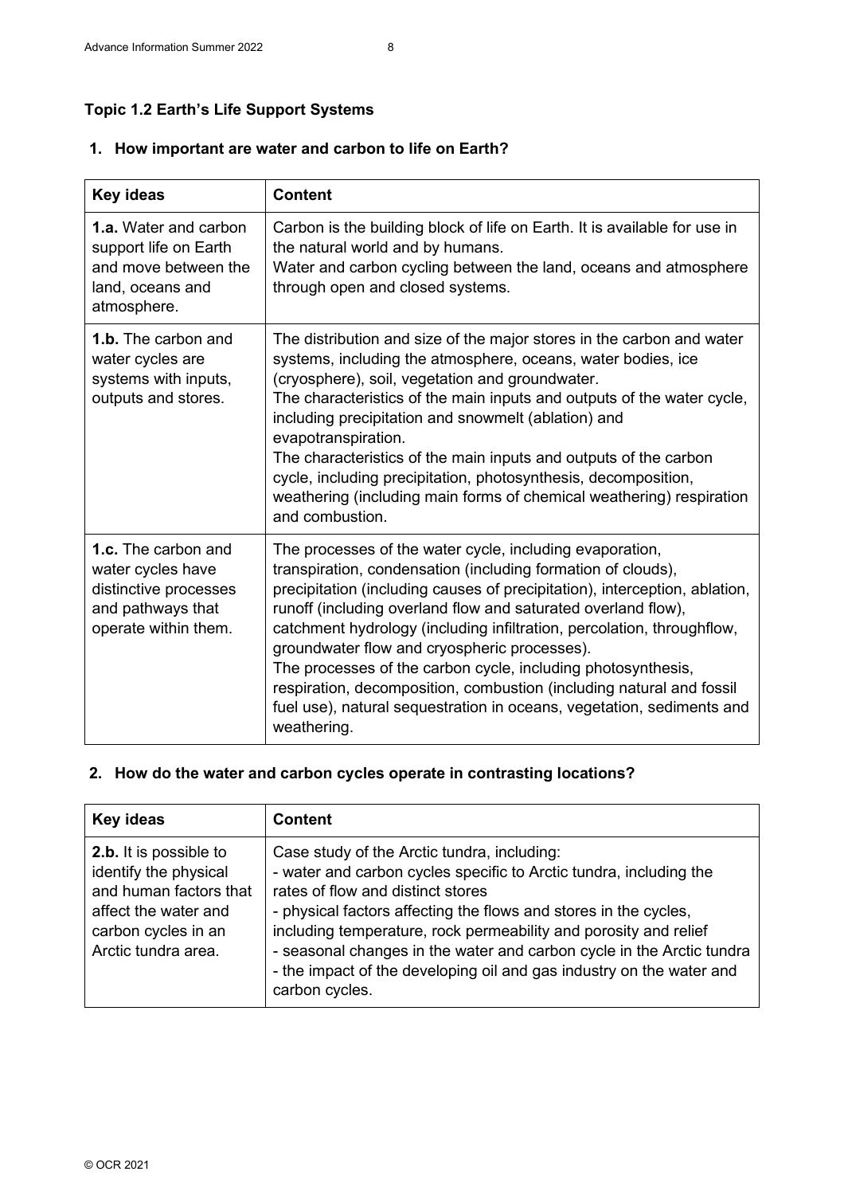### Topic 1.2 Earth's Life Support Systems

#### 1. How important are water and carbon to life on Earth?

| Key ideas | Content |
|---|---|
| **1.a.** Water and carbon support life on Earth and move between the land, oceans and atmosphere. | Carbon is the building block of life on Earth. It is available for use in the natural world and by humans.<br>Water and carbon cycling between the land, oceans and atmosphere through open and closed systems. |
| **1.b.** The carbon and water cycles are systems with inputs, outputs and stores. | The distribution and size of the major stores in the carbon and water systems, including the atmosphere, oceans, water bodies, ice (cryosphere), soil, vegetation and groundwater.<br>The characteristics of the main inputs and outputs of the water cycle, including precipitation and snowmelt (ablation) and evapotranspiration.<br>The characteristics of the main inputs and outputs of the carbon cycle, including precipitation, photosynthesis, decomposition, weathering (including main forms of chemical weathering) respiration and combustion. |
| **1.c.** The carbon and water cycles have distinctive processes and pathways that operate within them. | The processes of the water cycle, including evaporation, transpiration, condensation (including formation of clouds), precipitation (including causes of precipitation), interception, ablation, runoff (including overland flow and saturated overland flow), catchment hydrology (including infiltration, percolation, throughflow, groundwater flow and cryospheric processes).<br>The processes of the carbon cycle, including photosynthesis, respiration, decomposition, combustion (including natural and fossil fuel use), natural sequestration in oceans, vegetation, sediments and weathering. |

#### 2. How do the water and carbon cycles operate in contrasting locations?

| Key ideas | Content |
|---|---|
| **2.b.** It is possible to identify the physical and human factors that affect the water and carbon cycles in an Arctic tundra area. | Case study of the Arctic tundra, including:<br>- water and carbon cycles specific to Arctic tundra, including the rates of flow and distinct stores<br>- physical factors affecting the flows and stores in the cycles, including temperature, rock permeability and porosity and relief<br>- seasonal changes in the water and carbon cycle in the Arctic tundra<br>- the impact of the developing oil and gas industry on the water and carbon cycles. |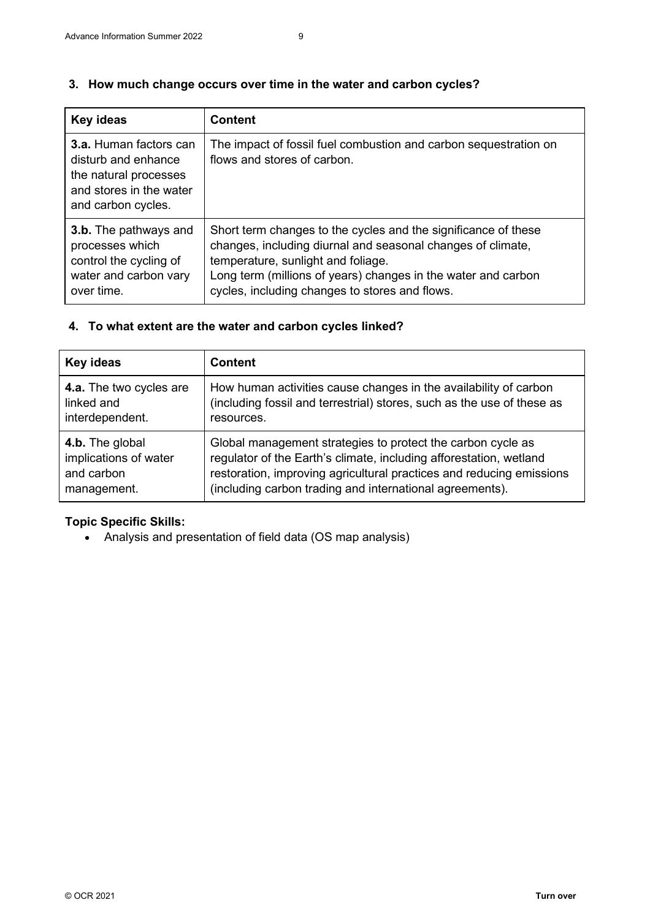### 3. How much change occurs over time in the water and carbon cycles?

| Key ideas | Content |
|---|---|
| **3.a.** Human factors can disturb and enhance the natural processes and stores in the water and carbon cycles. | The impact of fossil fuel combustion and carbon sequestration on flows and stores of carbon. |
| **3.b.** The pathways and processes which control the cycling of water and carbon vary over time. | Short term changes to the cycles and the significance of these changes, including diurnal and seasonal changes of climate, temperature, sunlight and foliage.<br>Long term (millions of years) changes in the water and carbon cycles, including changes to stores and flows. |

### 4. To what extent are the water and carbon cycles linked?

| Key ideas | Content |
|---|---|
| **4.a.** The two cycles are linked and interdependent. | How human activities cause changes in the availability of carbon (including fossil and terrestrial) stores, such as the use of these as resources. |
| **4.b.** The global implications of water and carbon management. | Global management strategies to protect the carbon cycle as regulator of the Earth's climate, including afforestation, wetland restoration, improving agricultural practices and reducing emissions (including carbon trading and international agreements). |

**Topic Specific Skills:**

- Analysis and presentation of field data (OS map analysis)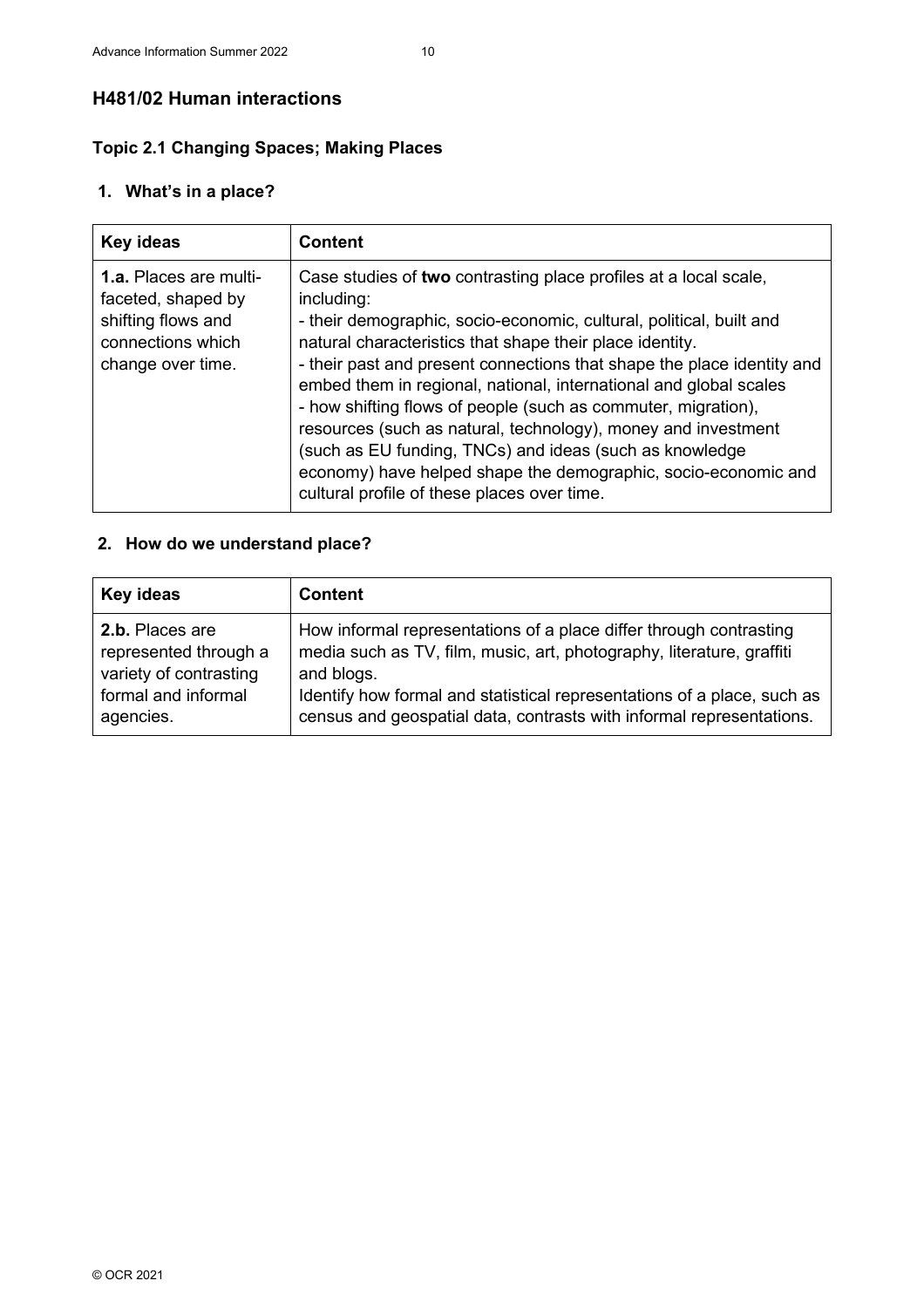## H481/02 Human interactions

### Topic 2.1 Changing Spaces; Making Places

#### 1. What's in a place?

| Key ideas | Content |
|---|---|
| **1.a.** Places are multi-faceted, shaped by shifting flows and connections which change over time. | Case studies of **two** contrasting place profiles at a local scale, including:<br>- their demographic, socio-economic, cultural, political, built and natural characteristics that shape their place identity.<br>- their past and present connections that shape the place identity and embed them in regional, national, international and global scales<br>- how shifting flows of people (such as commuter, migration), resources (such as natural, technology), money and investment (such as EU funding, TNCs) and ideas (such as knowledge economy) have helped shape the demographic, socio-economic and cultural profile of these places over time. |

#### 2. How do we understand place?

| Key ideas | Content |
|---|---|
| **2.b.** Places are represented through a variety of contrasting formal and informal agencies. | How informal representations of a place differ through contrasting media such as TV, film, music, art, photography, literature, graffiti and blogs.<br>Identify how formal and statistical representations of a place, such as census and geospatial data, contrasts with informal representations. |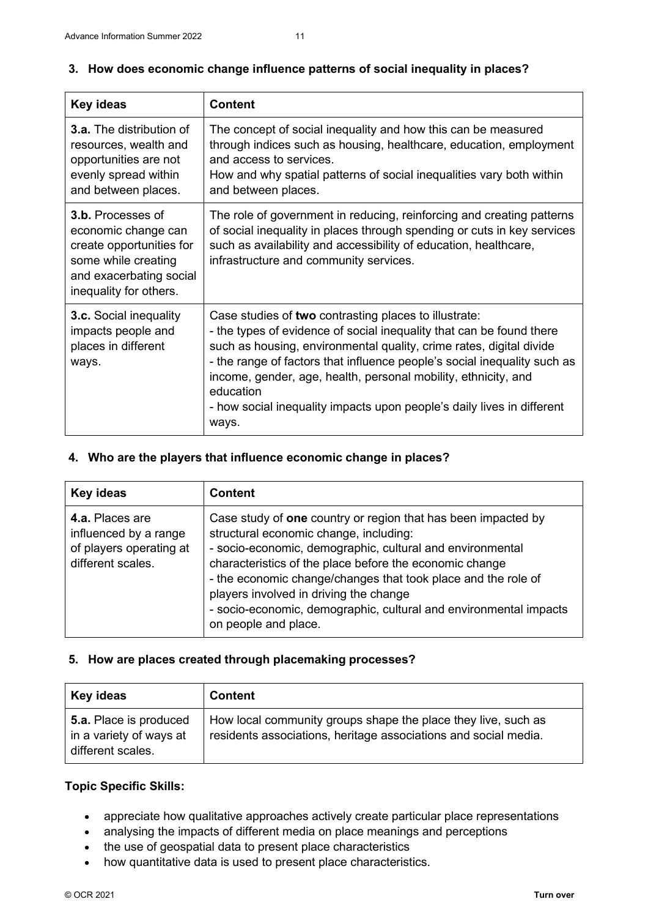## 3. How does economic change influence patterns of social inequality in places?

| Key ideas | Content |
| --- | --- |
| **3.a.** The distribution of resources, wealth and opportunities are not evenly spread within and between places. | The concept of social inequality and how this can be measured through indices such as housing, healthcare, education, employment and access to services.<br>How and why spatial patterns of social inequalities vary both within and between places. |
| **3.b.** Processes of economic change can create opportunities for some while creating and exacerbating social inequality for others. | The role of government in reducing, reinforcing and creating patterns of social inequality in places through spending or cuts in key services such as availability and accessibility of education, healthcare, infrastructure and community services. |
| **3.c.** Social inequality impacts people and places in different ways. | Case studies of **two** contrasting places to illustrate:<br>- the types of evidence of social inequality that can be found there such as housing, environmental quality, crime rates, digital divide<br>- the range of factors that influence people's social inequality such as income, gender, age, health, personal mobility, ethnicity, and education<br>- how social inequality impacts upon people's daily lives in different ways. |

## 4. Who are the players that influence economic change in places?

| Key ideas | Content |
| --- | --- |
| **4.a.** Places are influenced by a range of players operating at different scales. | Case study of **one** country or region that has been impacted by structural economic change, including:<br>- socio-economic, demographic, cultural and environmental characteristics of the place before the economic change<br>- the economic change/changes that took place and the role of players involved in driving the change<br>- socio-economic, demographic, cultural and environmental impacts on people and place. |

## 5. How are places created through placemaking processes?

| Key ideas | Content |
| --- | --- |
| **5.a.** Place is produced in a variety of ways at different scales. | How local community groups shape the place they live, such as residents associations, heritage associations and social media. |

**Topic Specific Skills:**

- appreciate how qualitative approaches actively create particular place representations
- analysing the impacts of different media on place meanings and perceptions
- the use of geospatial data to present place characteristics
- how quantitative data is used to present place characteristics.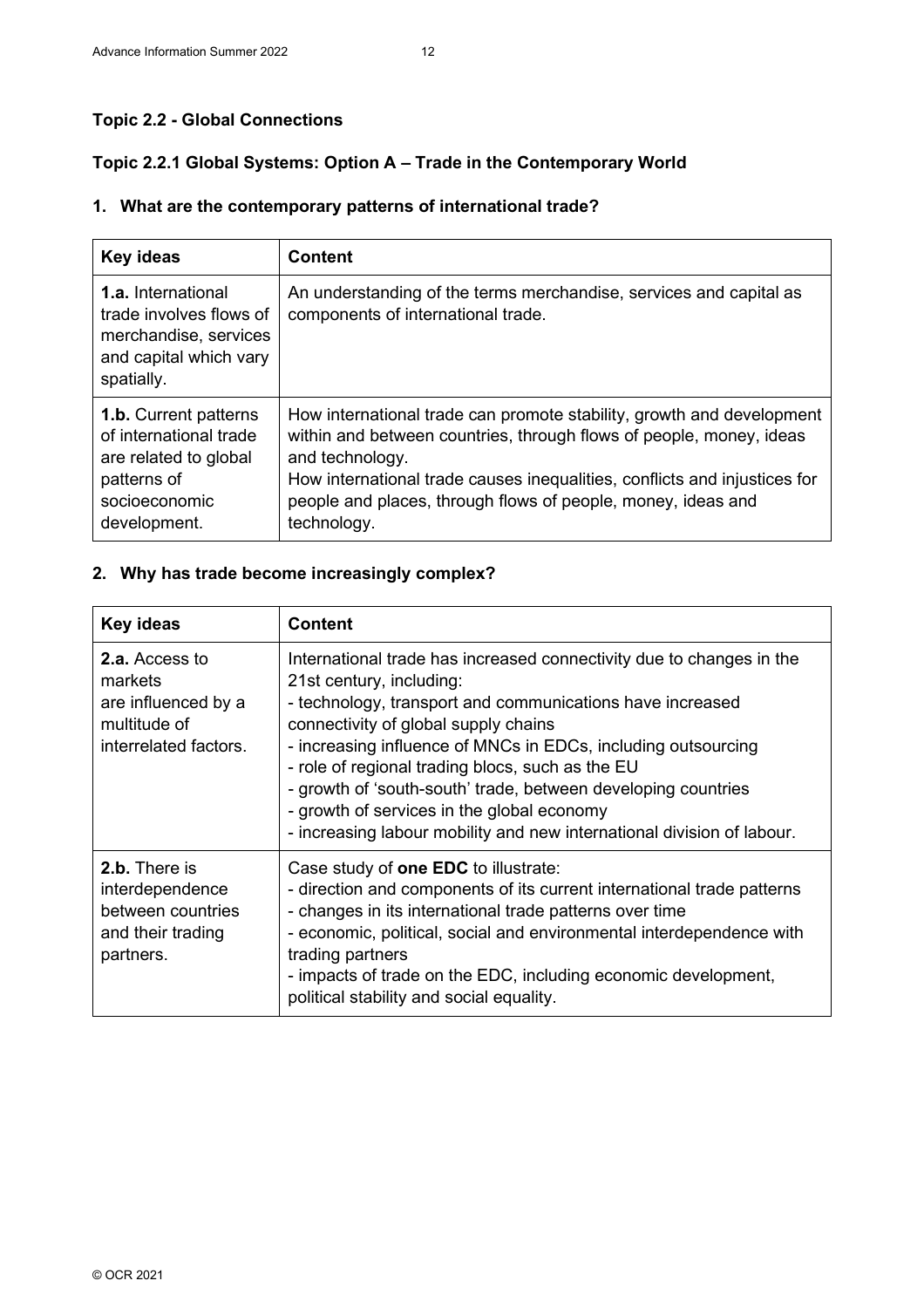### Topic 2.2 - Global Connections

### Topic 2.2.1 Global Systems: Option A – Trade in the Contemporary World

### 1. What are the contemporary patterns of international trade?

| Key ideas | Content |
| --- | --- |
| **1.a.** International trade involves flows of merchandise, services and capital which vary spatially. | An understanding of the terms merchandise, services and capital as components of international trade. |
| **1.b.** Current patterns of international trade are related to global patterns of socioeconomic development. | How international trade can promote stability, growth and development within and between countries, through flows of people, money, ideas and technology.<br>How international trade causes inequalities, conflicts and injustices for people and places, through flows of people, money, ideas and technology. |

### 2. Why has trade become increasingly complex?

| Key ideas | Content |
| --- | --- |
| **2.a.** Access to markets are influenced by a multitude of interrelated factors. | International trade has increased connectivity due to changes in the 21st century, including:<br>- technology, transport and communications have increased connectivity of global supply chains<br>- increasing influence of MNCs in EDCs, including outsourcing<br>- role of regional trading blocs, such as the EU<br>- growth of 'south-south' trade, between developing countries<br>- growth of services in the global economy<br>- increasing labour mobility and new international division of labour. |
| **2.b.** There is interdependence between countries and their trading partners. | Case study of **one EDC** to illustrate:<br>- direction and components of its current international trade patterns<br>- changes in its international trade patterns over time<br>- economic, political, social and environmental interdependence with trading partners<br>- impacts of trade on the EDC, including economic development, political stability and social equality. |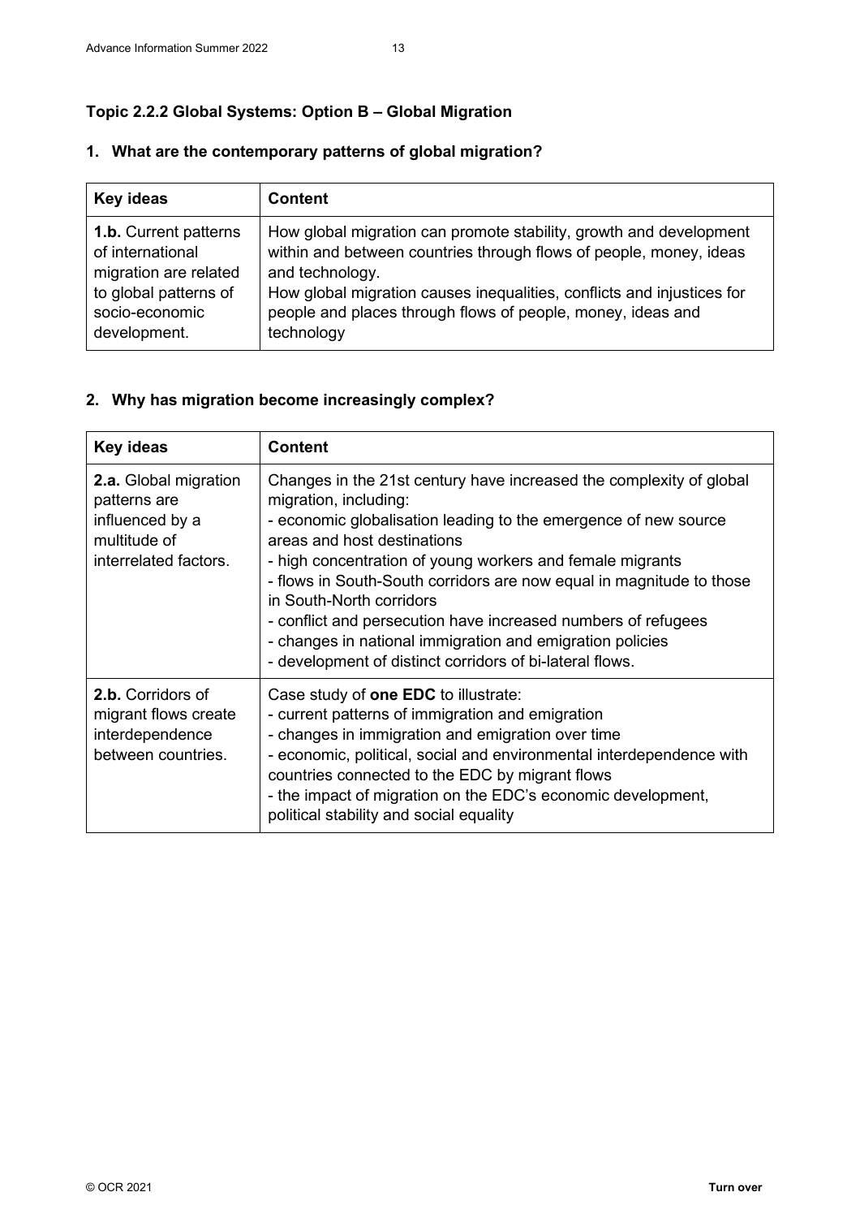### Topic 2.2.2 Global Systems: Option B – Global Migration

#### 1. What are the contemporary patterns of global migration?

| Key ideas | Content |
|---|---|
| **1.b.** Current patterns of international migration are related to global patterns of socio-economic development. | How global migration can promote stability, growth and development within and between countries through flows of people, money, ideas and technology.<br>How global migration causes inequalities, conflicts and injustices for people and places through flows of people, money, ideas and technology |

#### 2. Why has migration become increasingly complex?

| Key ideas | Content |
|---|---|
| **2.a.** Global migration patterns are influenced by a multitude of interrelated factors. | Changes in the 21st century have increased the complexity of global migration, including:<br>- economic globalisation leading to the emergence of new source areas and host destinations<br>- high concentration of young workers and female migrants<br>- flows in South-South corridors are now equal in magnitude to those in South-North corridors<br>- conflict and persecution have increased numbers of refugees<br>- changes in national immigration and emigration policies<br>- development of distinct corridors of bi-lateral flows. |
| **2.b.** Corridors of migrant flows create interdependence between countries. | Case study of **one EDC** to illustrate:<br>- current patterns of immigration and emigration<br>- changes in immigration and emigration over time<br>- economic, political, social and environmental interdependence with countries connected to the EDC by migrant flows<br>- the impact of migration on the EDC's economic development, political stability and social equality |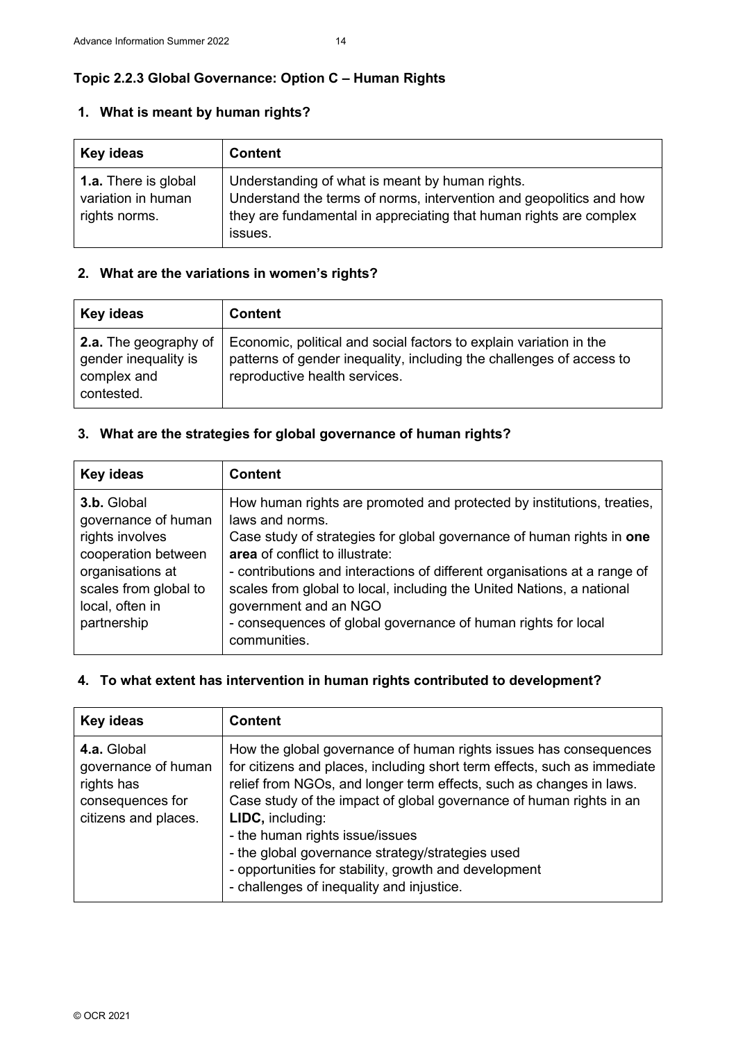### Topic 2.2.3 Global Governance: Option C – Human Rights

#### 1. What is meant by human rights?

| Key ideas | Content |
| --- | --- |
| **1.a.** There is global variation in human rights norms. | Understanding of what is meant by human rights.<br>Understand the terms of norms, intervention and geopolitics and how they are fundamental in appreciating that human rights are complex issues. |

#### 2. What are the variations in women's rights?

| Key ideas | Content |
| --- | --- |
| **2.a.** The geography of gender inequality is complex and contested. | Economic, political and social factors to explain variation in the patterns of gender inequality, including the challenges of access to reproductive health services. |

#### 3. What are the strategies for global governance of human rights?

| Key ideas | Content |
| --- | --- |
| **3.b.** Global governance of human rights involves cooperation between organisations at scales from global to local, often in partnership | How human rights are promoted and protected by institutions, treaties, laws and norms.<br>Case study of strategies for global governance of human rights in **one area** of conflict to illustrate:<br>- contributions and interactions of different organisations at a range of scales from global to local, including the United Nations, a national government and an NGO<br>- consequences of global governance of human rights for local communities. |

#### 4. To what extent has intervention in human rights contributed to development?

| Key ideas | Content |
| --- | --- |
| **4.a.** Global governance of human rights has consequences for citizens and places. | How the global governance of human rights issues has consequences for citizens and places, including short term effects, such as immediate relief from NGOs, and longer term effects, such as changes in laws.<br>Case study of the impact of global governance of human rights in an **LIDC,** including:<br>- the human rights issue/issues<br>- the global governance strategy/strategies used<br>- opportunities for stability, growth and development<br>- challenges of inequality and injustice. |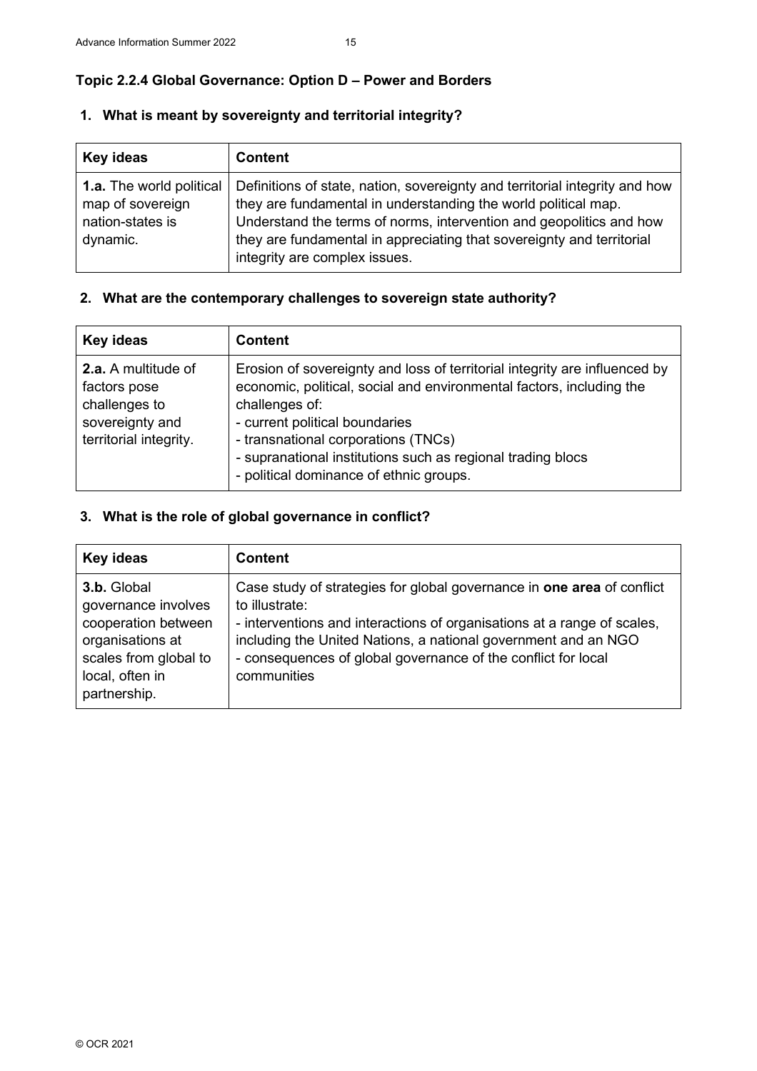### Topic 2.2.4 Global Governance: Option D – Power and Borders

**1. What is meant by sovereignty and territorial integrity?**

| Key ideas | Content |
|---|---|
| **1.a.** The world political map of sovereign nation-states is dynamic. | Definitions of state, nation, sovereignty and territorial integrity and how they are fundamental in understanding the world political map. Understand the terms of norms, intervention and geopolitics and how they are fundamental in appreciating that sovereignty and territorial integrity are complex issues. |

**2. What are the contemporary challenges to sovereign state authority?**

| Key ideas | Content |
|---|---|
| **2.a.** A multitude of factors pose challenges to sovereignty and territorial integrity. | Erosion of sovereignty and loss of territorial integrity are influenced by economic, political, social and environmental factors, including the challenges of:<br>- current political boundaries<br>- transnational corporations (TNCs)<br>- supranational institutions such as regional trading blocs<br>- political dominance of ethnic groups. |

**3. What is the role of global governance in conflict?**

| Key ideas | Content |
|---|---|
| **3.b.** Global governance involves cooperation between organisations at scales from global to local, often in partnership. | Case study of strategies for global governance in **one area** of conflict to illustrate:<br>- interventions and interactions of organisations at a range of scales, including the United Nations, a national government and an NGO<br>- consequences of global governance of the conflict for local communities |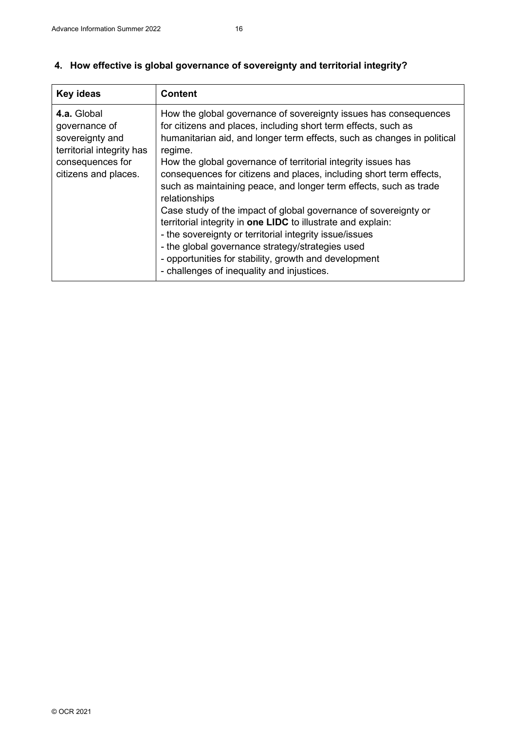## 4. How effective is global governance of sovereignty and territorial integrity?

| Key ideas | Content |
|---|---|
| **4.a.** Global governance of sovereignty and territorial integrity has consequences for citizens and places. | How the global governance of sovereignty issues has consequences for citizens and places, including short term effects, such as humanitarian aid, and longer term effects, such as changes in political regime.<br>How the global governance of territorial integrity issues has consequences for citizens and places, including short term effects, such as maintaining peace, and longer term effects, such as trade relationships<br>Case study of the impact of global governance of sovereignty or territorial integrity in **one LIDC** to illustrate and explain:<br>- the sovereignty or territorial integrity issue/issues<br>- the global governance strategy/strategies used<br>- opportunities for stability, growth and development<br>- challenges of inequality and injustices. |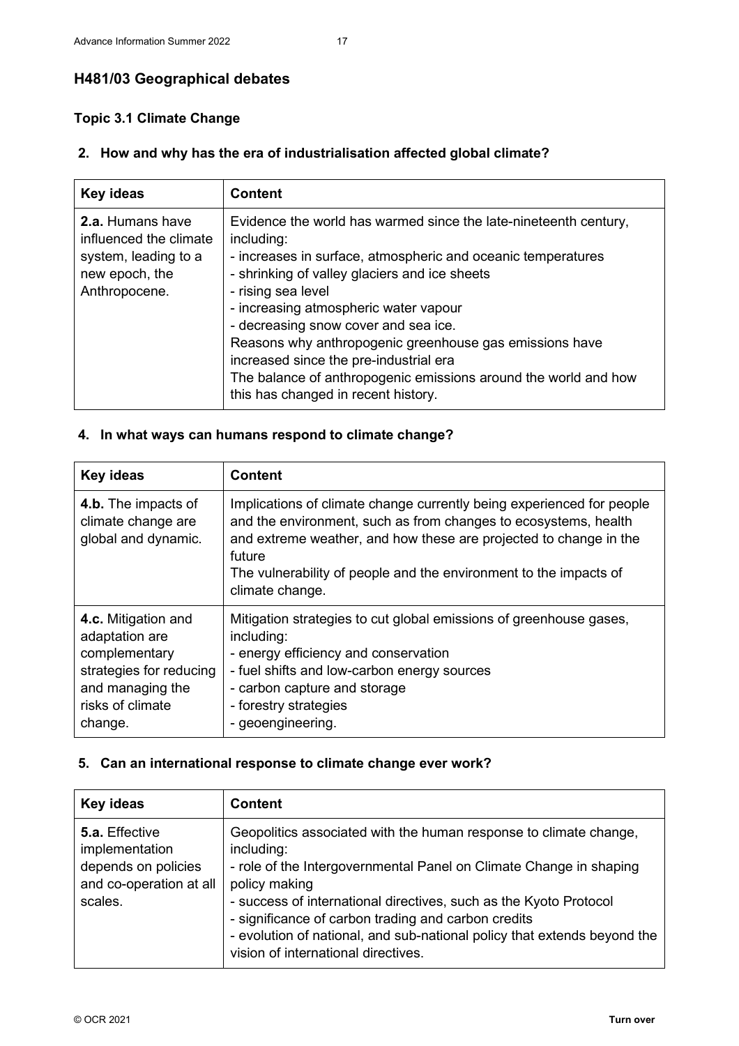## H481/03 Geographical debates

### Topic 3.1 Climate Change

#### 2. How and why has the era of industrialisation affected global climate?

| Key ideas | Content |
|---|---|
| **2.a.** Humans have influenced the climate system, leading to a new epoch, the Anthropocene. | Evidence the world has warmed since the late-nineteenth century, including:<br>- increases in surface, atmospheric and oceanic temperatures<br>- shrinking of valley glaciers and ice sheets<br>- rising sea level<br>- increasing atmospheric water vapour<br>- decreasing snow cover and sea ice.<br>Reasons why anthropogenic greenhouse gas emissions have increased since the pre-industrial era<br>The balance of anthropogenic emissions around the world and how this has changed in recent history. |

#### 4. In what ways can humans respond to climate change?

| Key ideas | Content |
|---|---|
| **4.b.** The impacts of climate change are global and dynamic. | Implications of climate change currently being experienced for people and the environment, such as from changes to ecosystems, health and extreme weather, and how these are projected to change in the future<br>The vulnerability of people and the environment to the impacts of climate change. |
| **4.c.** Mitigation and adaptation are complementary strategies for reducing and managing the risks of climate change. | Mitigation strategies to cut global emissions of greenhouse gases, including:<br>- energy efficiency and conservation<br>- fuel shifts and low-carbon energy sources<br>- carbon capture and storage<br>- forestry strategies<br>- geoengineering. |

#### 5. Can an international response to climate change ever work?

| Key ideas | Content |
|---|---|
| **5.a.** Effective implementation depends on policies and co-operation at all scales. | Geopolitics associated with the human response to climate change, including:<br>- role of the Intergovernmental Panel on Climate Change in shaping policy making<br>- success of international directives, such as the Kyoto Protocol<br>- significance of carbon trading and carbon credits<br>- evolution of national, and sub-national policy that extends beyond the vision of international directives. |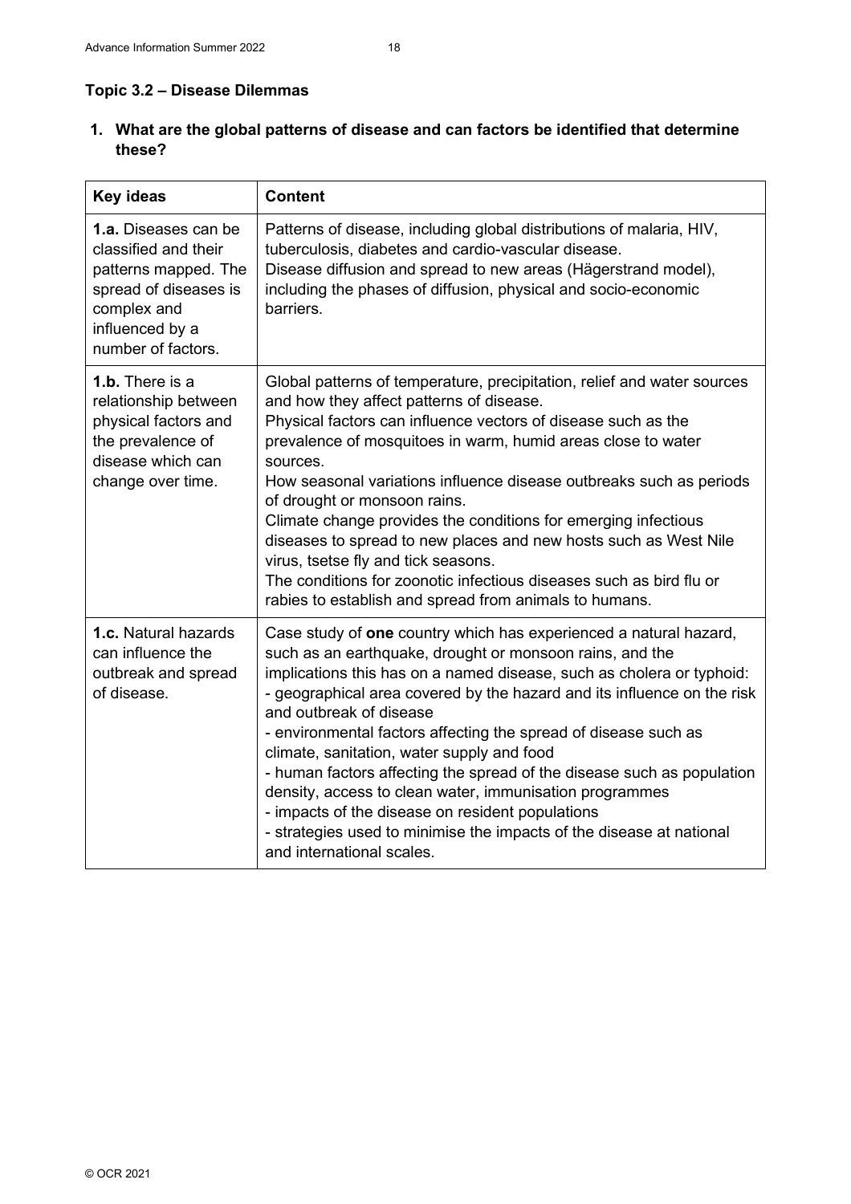## Topic 3.2 – Disease Dilemmas

### 1. What are the global patterns of disease and can factors be identified that determine these?

| Key ideas | Content |
|---|---|
| **1.a.** Diseases can be classified and their patterns mapped. The spread of diseases is complex and influenced by a number of factors. | Patterns of disease, including global distributions of malaria, HIV, tuberculosis, diabetes and cardio-vascular disease.<br>Disease diffusion and spread to new areas (Hägerstrand model), including the phases of diffusion, physical and socio-economic barriers. |
| **1.b.** There is a relationship between physical factors and the prevalence of disease which can change over time. | Global patterns of temperature, precipitation, relief and water sources and how they affect patterns of disease.<br>Physical factors can influence vectors of disease such as the prevalence of mosquitoes in warm, humid areas close to water sources.<br>How seasonal variations influence disease outbreaks such as periods of drought or monsoon rains.<br>Climate change provides the conditions for emerging infectious diseases to spread to new places and new hosts such as West Nile virus, tsetse fly and tick seasons.<br>The conditions for zoonotic infectious diseases such as bird flu or rabies to establish and spread from animals to humans. |
| **1.c.** Natural hazards can influence the outbreak and spread of disease. | Case study of **one** country which has experienced a natural hazard, such as an earthquake, drought or monsoon rains, and the implications this has on a named disease, such as cholera or typhoid:<br>- geographical area covered by the hazard and its influence on the risk and outbreak of disease<br>- environmental factors affecting the spread of disease such as climate, sanitation, water supply and food<br>- human factors affecting the spread of the disease such as population density, access to clean water, immunisation programmes<br>- impacts of the disease on resident populations<br>- strategies used to minimise the impacts of the disease at national and international scales. |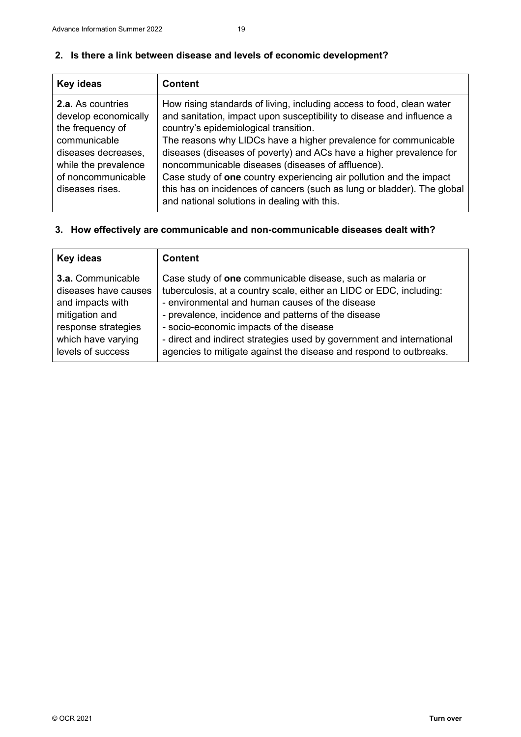## 2. Is there a link between disease and levels of economic development?

| Key ideas | Content |
|---|---|
| **2.a.** As countries develop economically the frequency of communicable diseases decreases, while the prevalence of noncommunicable diseases rises. | How rising standards of living, including access to food, clean water and sanitation, impact upon susceptibility to disease and influence a country's epidemiological transition.<br>The reasons why LIDCs have a higher prevalence for communicable diseases (diseases of poverty) and ACs have a higher prevalence for noncommunicable diseases (diseases of affluence).<br>Case study of **one** country experiencing air pollution and the impact this has on incidences of cancers (such as lung or bladder). The global and national solutions in dealing with this. |

## 3. How effectively are communicable and non-communicable diseases dealt with?

| Key ideas | Content |
|---|---|
| **3.a.** Communicable diseases have causes and impacts with mitigation and response strategies which have varying levels of success | Case study of **one** communicable disease, such as malaria or tuberculosis, at a country scale, either an LIDC or EDC, including:<br>- environmental and human causes of the disease<br>- prevalence, incidence and patterns of the disease<br>- socio-economic impacts of the disease<br>- direct and indirect strategies used by government and international agencies to mitigate against the disease and respond to outbreaks. |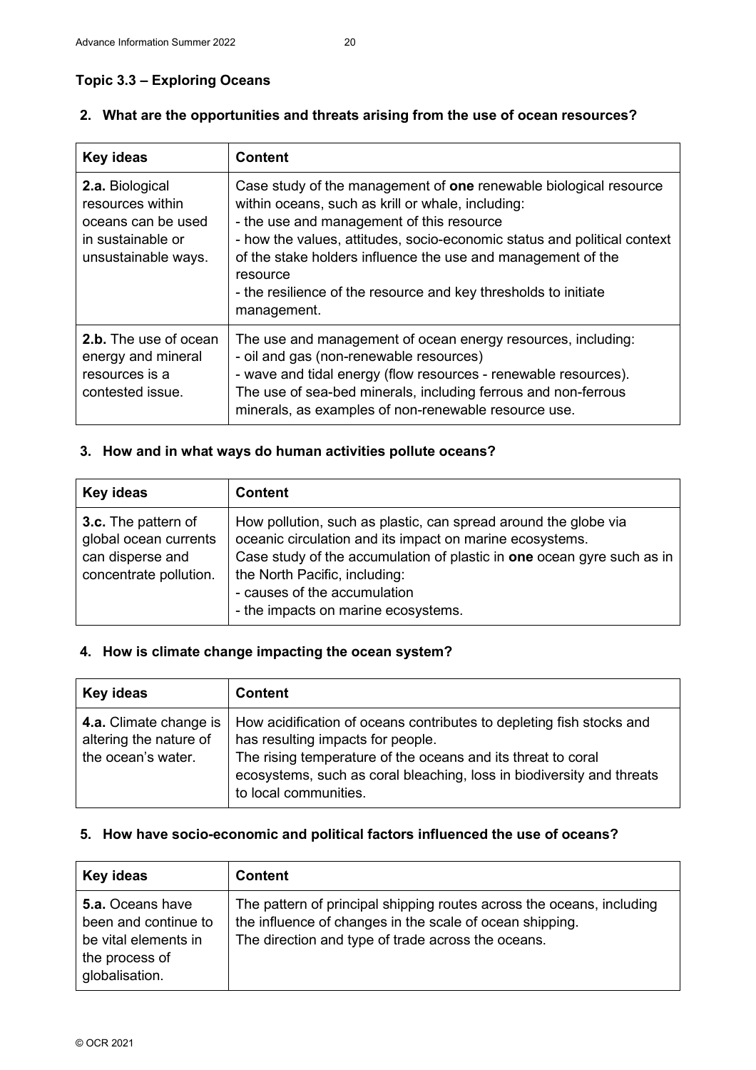### Topic 3.3 – Exploring Oceans

**2. What are the opportunities and threats arising from the use of ocean resources?**

| Key ideas | Content |
|---|---|
| **2.a.** Biological resources within oceans can be used in sustainable or unsustainable ways. | Case study of the management of **one** renewable biological resource within oceans, such as krill or whale, including:<br>- the use and management of this resource<br>- how the values, attitudes, socio-economic status and political context of the stake holders influence the use and management of the resource<br>- the resilience of the resource and key thresholds to initiate management. |
| **2.b.** The use of ocean energy and mineral resources is a contested issue. | The use and management of ocean energy resources, including:<br>- oil and gas (non-renewable resources)<br>- wave and tidal energy (flow resources - renewable resources).<br>The use of sea-bed minerals, including ferrous and non-ferrous minerals, as examples of non-renewable resource use. |

**3. How and in what ways do human activities pollute oceans?**

| Key ideas | Content |
|---|---|
| **3.c.** The pattern of global ocean currents can disperse and concentrate pollution. | How pollution, such as plastic, can spread around the globe via oceanic circulation and its impact on marine ecosystems.<br>Case study of the accumulation of plastic in **one** ocean gyre such as in the North Pacific, including:<br>- causes of the accumulation<br>- the impacts on marine ecosystems. |

**4. How is climate change impacting the ocean system?**

| Key ideas | Content |
|---|---|
| **4.a.** Climate change is altering the nature of the ocean's water. | How acidification of oceans contributes to depleting fish stocks and has resulting impacts for people.<br>The rising temperature of the oceans and its threat to coral ecosystems, such as coral bleaching, loss in biodiversity and threats to local communities. |

**5. How have socio-economic and political factors influenced the use of oceans?**

| Key ideas | Content |
|---|---|
| **5.a.** Oceans have been and continue to be vital elements in the process of globalisation. | The pattern of principal shipping routes across the oceans, including the influence of changes in the scale of ocean shipping.<br>The direction and type of trade across the oceans. |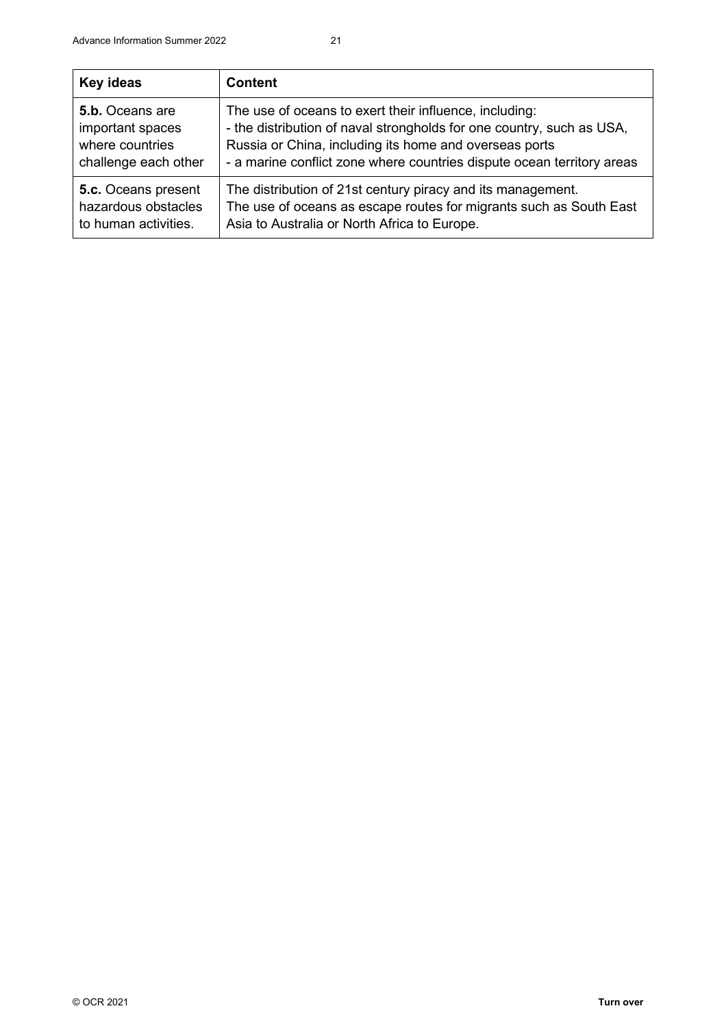| Key ideas | Content |
|---|---|
| **5.b.** Oceans are important spaces where countries challenge each other | The use of oceans to exert their influence, including:<br>- the distribution of naval strongholds for one country, such as USA, Russia or China, including its home and overseas ports<br>- a marine conflict zone where countries dispute ocean territory areas |
| **5.c.** Oceans present hazardous obstacles to human activities. | The distribution of 21st century piracy and its management.<br>The use of oceans as escape routes for migrants such as South East Asia to Australia or North Africa to Europe. |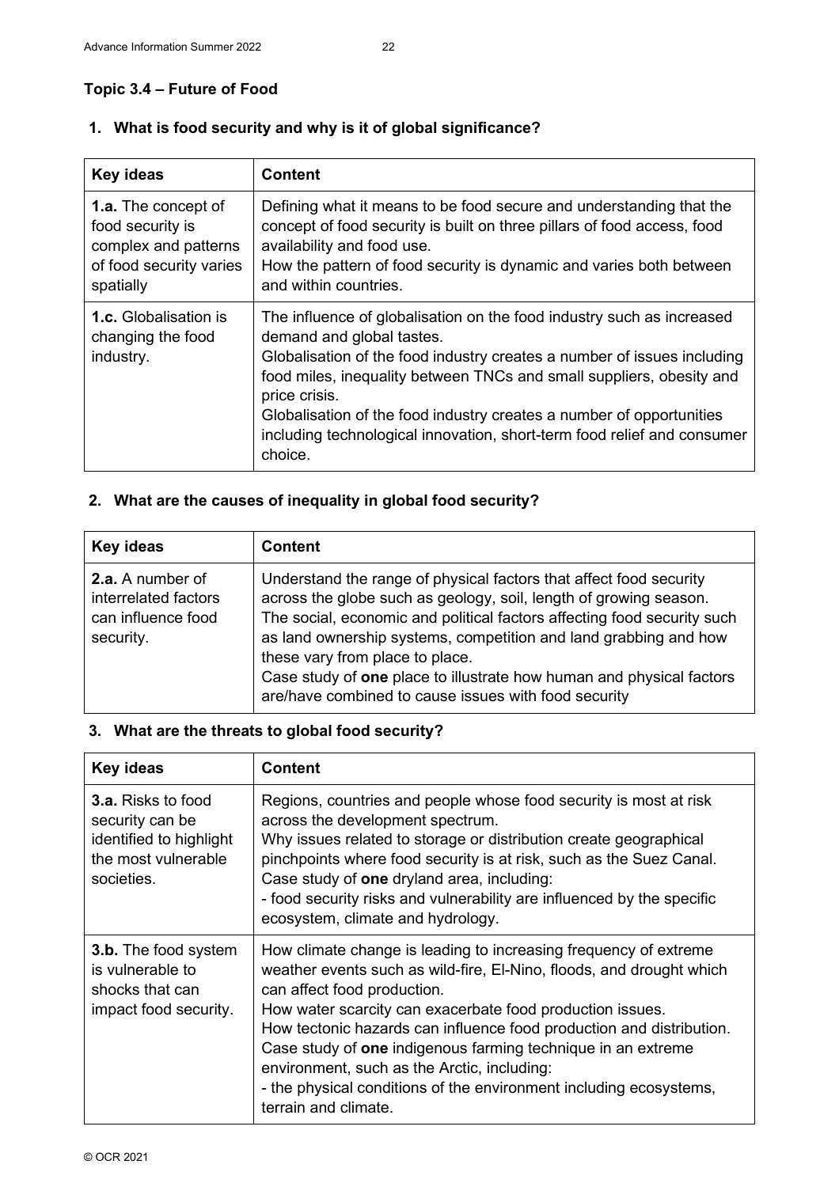## Topic 3.4 – Future of Food

### 1. What is food security and why is it of global significance?

| Key ideas | Content |
| --- | --- |
| **1.a.** The concept of food security is complex and patterns of food security varies spatially | Defining what it means to be food secure and understanding that the concept of food security is built on three pillars of food access, food availability and food use.<br>How the pattern of food security is dynamic and varies both between and within countries. |
| **1.c.** Globalisation is changing the food industry. | The influence of globalisation on the food industry such as increased demand and global tastes.<br>Globalisation of the food industry creates a number of issues including food miles, inequality between TNCs and small suppliers, obesity and price crisis.<br>Globalisation of the food industry creates a number of opportunities including technological innovation, short-term food relief and consumer choice. |

### 2. What are the causes of inequality in global food security?

| Key ideas | Content |
| --- | --- |
| **2.a.** A number of interrelated factors can influence food security. | Understand the range of physical factors that affect food security across the globe such as geology, soil, length of growing season.<br>The social, economic and political factors affecting food security such as land ownership systems, competition and land grabbing and how these vary from place to place.<br>Case study of **one** place to illustrate how human and physical factors are/have combined to cause issues with food security |

### 3. What are the threats to global food security?

| Key ideas | Content |
| --- | --- |
| **3.a.** Risks to food security can be identified to highlight the most vulnerable societies. | Regions, countries and people whose food security is most at risk across the development spectrum.<br>Why issues related to storage or distribution create geographical pinchpoints where food security is at risk, such as the Suez Canal.<br>Case study of **one** dryland area, including:<br>- food security risks and vulnerability are influenced by the specific ecosystem, climate and hydrology. |
| **3.b.** The food system is vulnerable to shocks that can impact food security. | How climate change is leading to increasing frequency of extreme weather events such as wild-fire, El-Nino, floods, and drought which can affect food production.<br>How water scarcity can exacerbate food production issues.<br>How tectonic hazards can influence food production and distribution.<br>Case study of **one** indigenous farming technique in an extreme environment, such as the Arctic, including:<br>- the physical conditions of the environment including ecosystems, terrain and climate. |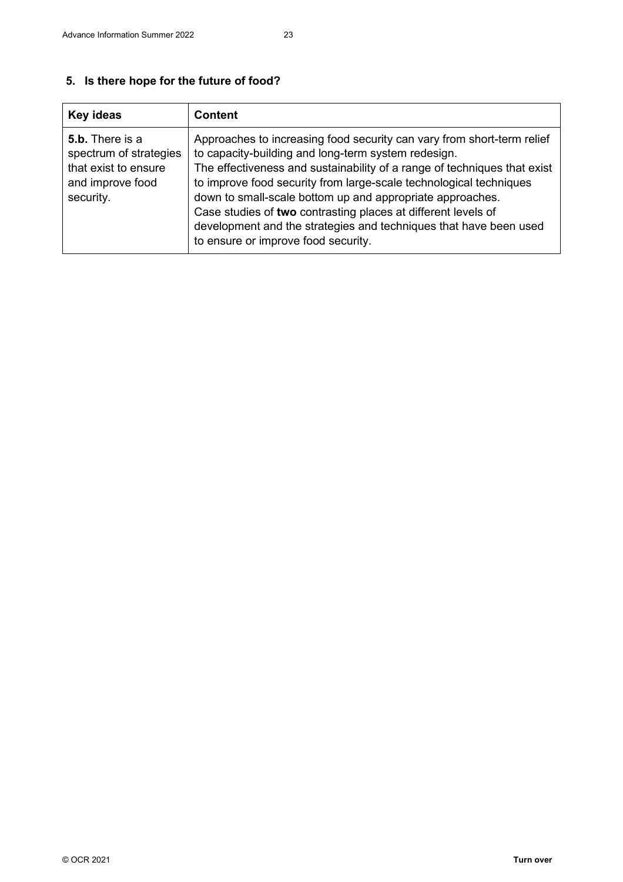## 5. Is there hope for the future of food?

| Key ideas | Content |
|---|---|
| **5.b.** There is a spectrum of strategies that exist to ensure and improve food security. | Approaches to increasing food security can vary from short-term relief to capacity-building and long-term system redesign.<br>The effectiveness and sustainability of a range of techniques that exist to improve food security from large-scale technological techniques down to small-scale bottom up and appropriate approaches.<br>Case studies of **two** contrasting places at different levels of development and the strategies and techniques that have been used to ensure or improve food security. |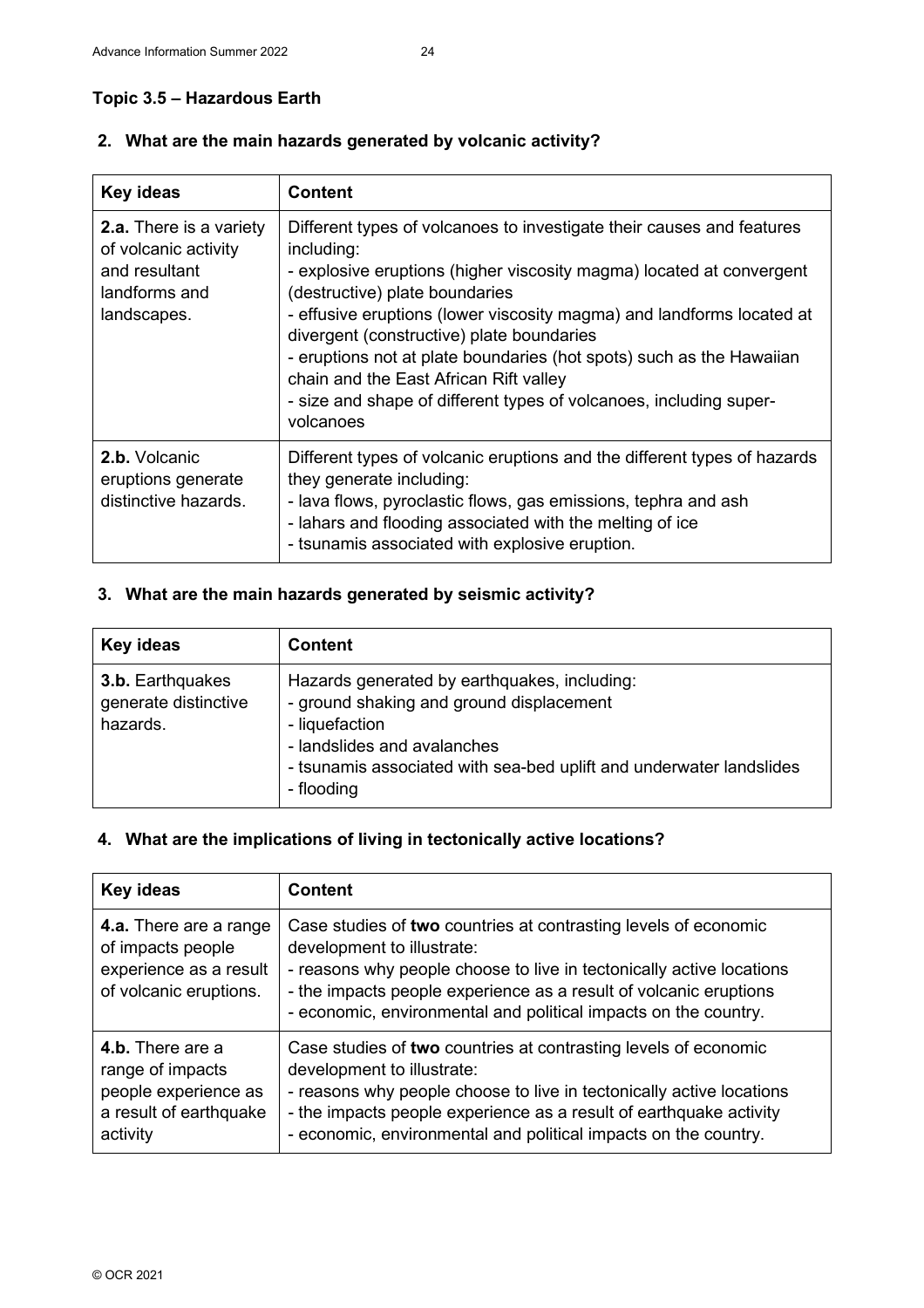**Topic 3.5 – Hazardous Earth**

**2. What are the main hazards generated by volcanic activity?**

| Key ideas | Content |
|---|---|
| **2.a.** There is a variety of volcanic activity and resultant landforms and landscapes. | Different types of volcanoes to investigate their causes and features including:<br>- explosive eruptions (higher viscosity magma) located at convergent (destructive) plate boundaries<br>- effusive eruptions (lower viscosity magma) and landforms located at divergent (constructive) plate boundaries<br>- eruptions not at plate boundaries (hot spots) such as the Hawaiian chain and the East African Rift valley<br>- size and shape of different types of volcanoes, including super-volcanoes |
| **2.b.** Volcanic eruptions generate distinctive hazards. | Different types of volcanic eruptions and the different types of hazards they generate including:<br>- lava flows, pyroclastic flows, gas emissions, tephra and ash<br>- lahars and flooding associated with the melting of ice<br>- tsunamis associated with explosive eruption. |

**3. What are the main hazards generated by seismic activity?**

| Key ideas | Content |
|---|---|
| **3.b.** Earthquakes generate distinctive hazards. | Hazards generated by earthquakes, including:<br>- ground shaking and ground displacement<br>- liquefaction<br>- landslides and avalanches<br>- tsunamis associated with sea-bed uplift and underwater landslides<br>- flooding |

**4. What are the implications of living in tectonically active locations?**

| Key ideas | Content |
|---|---|
| **4.a.** There are a range of impacts people experience as a result of volcanic eruptions. | Case studies of **two** countries at contrasting levels of economic development to illustrate:<br>- reasons why people choose to live in tectonically active locations<br>- the impacts people experience as a result of volcanic eruptions<br>- economic, environmental and political impacts on the country. |
| **4.b.** There are a range of impacts people experience as a result of earthquake activity | Case studies of **two** countries at contrasting levels of economic development to illustrate:<br>- reasons why people choose to live in tectonically active locations<br>- the impacts people experience as a result of earthquake activity<br>- economic, environmental and political impacts on the country. |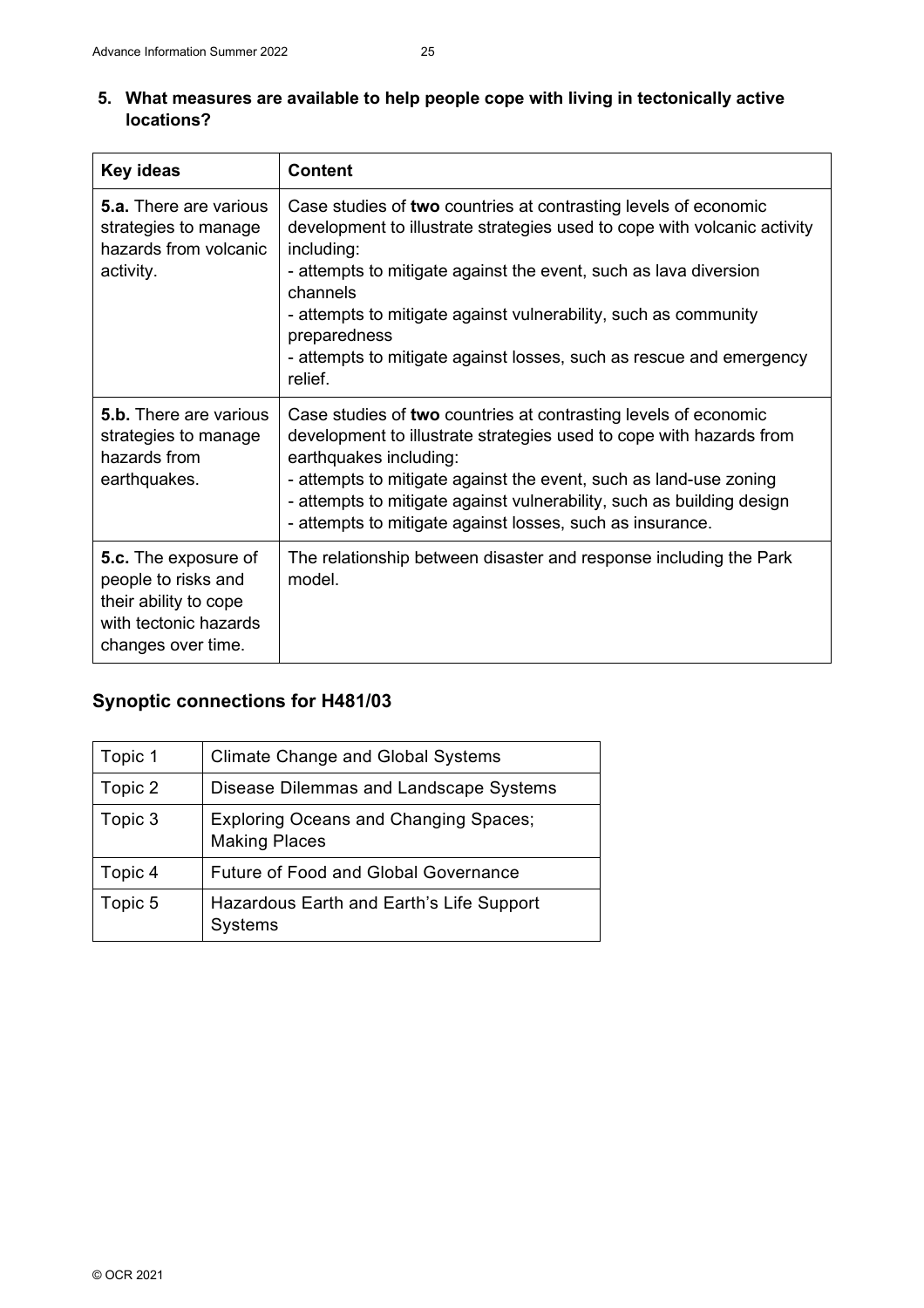**5. What measures are available to help people cope with living in tectonically active locations?**

| Key ideas | Content |
|---|---|
| **5.a.** There are various strategies to manage hazards from volcanic activity. | Case studies of **two** countries at contrasting levels of economic development to illustrate strategies used to cope with volcanic activity including:<br>- attempts to mitigate against the event, such as lava diversion channels<br>- attempts to mitigate against vulnerability, such as community preparedness<br>- attempts to mitigate against losses, such as rescue and emergency relief. |
| **5.b.** There are various strategies to manage hazards from earthquakes. | Case studies of **two** countries at contrasting levels of economic development to illustrate strategies used to cope with hazards from earthquakes including:<br>- attempts to mitigate against the event, such as land-use zoning<br>- attempts to mitigate against vulnerability, such as building design<br>- attempts to mitigate against losses, such as insurance. |
| **5.c.** The exposure of people to risks and their ability to cope with tectonic hazards changes over time. | The relationship between disaster and response including the Park model. |

## Synoptic connections for H481/03

| | |
|---|---|
| Topic 1 | Climate Change and Global Systems |
| Topic 2 | Disease Dilemmas and Landscape Systems |
| Topic 3 | Exploring Oceans and Changing Spaces; Making Places |
| Topic 4 | Future of Food and Global Governance |
| Topic 5 | Hazardous Earth and Earth's Life Support Systems |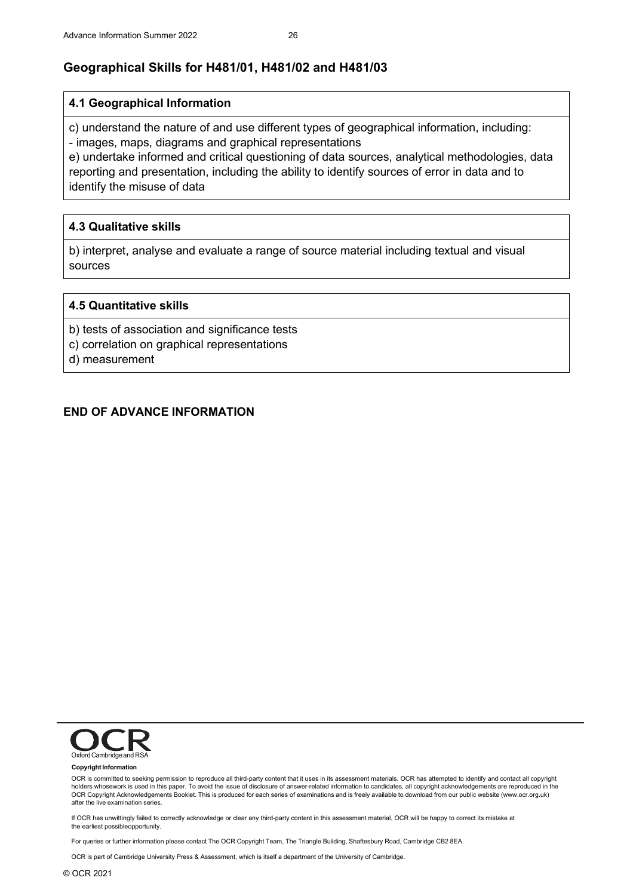## Geographical Skills for H481/01, H481/02 and H481/03

### 4.1 Geographical Information

c) understand the nature of and use different types of geographical information, including:
- images, maps, diagrams and graphical representations

e) undertake informed and critical questioning of data sources, analytical methodologies, data reporting and presentation, including the ability to identify sources of error in data and to identify the misuse of data

### 4.3 Qualitative skills

b) interpret, analyse and evaluate a range of source material including textual and visual sources

### 4.5 Quantitative skills

b) tests of association and significance tests
c) correlation on graphical representations
d) measurement

**END OF ADVANCE INFORMATION**

OCR
Oxford Cambridge and RSA

**Copyright Information**

OCR is committed to seeking permission to reproduce all third-party content that it uses in its assessment materials. OCR has attempted to identify and contact all copyright holders whose work is used in this paper. To avoid the issue of disclosure of answer-related information to candidates, all copyright acknowledgements are reproduced in the OCR Copyright Acknowledgements Booklet. This is produced for each series of examinations and is freely available to download from our public website (www.ocr.org.uk) after the live examination series.

If OCR has unwittingly failed to correctly acknowledge or clear any third-party content in this assessment material, OCR will be happy to correct its mistake at the earliest possibleopportunity.

For queries or further information please contact The OCR Copyright Team, The Triangle Building, Shaftesbury Road, Cambridge CB2 8EA.

OCR is part of Cambridge University Press & Assessment, which is itself a department of the University of Cambridge.

© OCR 2021